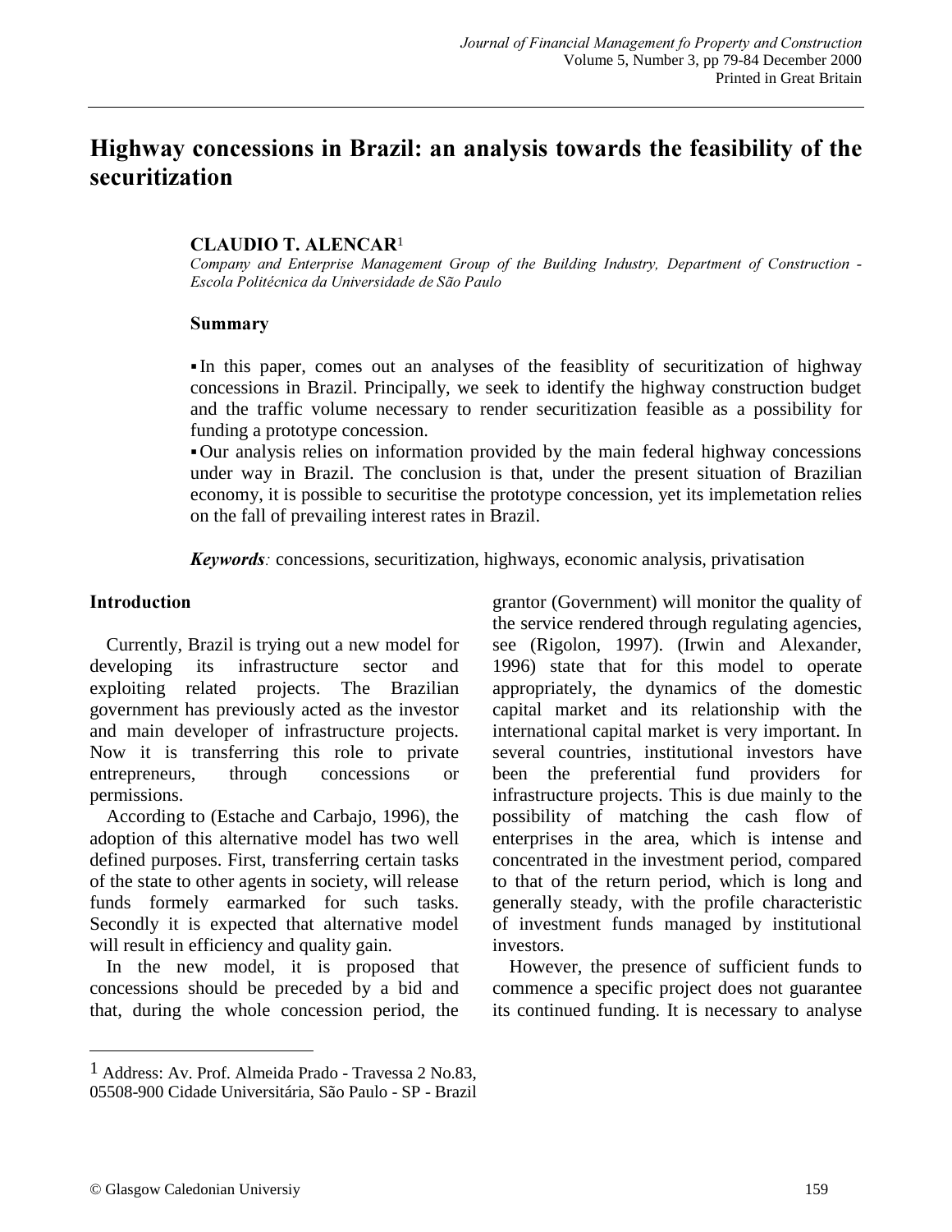# Highway concessions in Brazil: an analysis towards the feasibility of the securitization

**CLAUDIO T. ALENCAR**[1]

*Company and Enterprise Management Group of the Building Industry, Department of Construction - Escola Politécnica da Universidade de São Paulo*

**Summary**

- In this paper, comes out an analyses of the feasiblity of securitization of highway concessions in Brazil. Principally, we seek to identify the highway construction budget and the traffic volume necessary to render securitization feasible as a possibility for funding a prototype concession.
- Our analysis relies on information provided by the main federal highway concessions under way in Brazil. The conclusion is that, under the present situation of Brazilian economy, it is possible to securitise the prototype concession, yet its implemetation relies on the fall of prevailing interest rates in Brazil.

***Keywords**:* concessions, securitization, highways, economic analysis, privatisation

## Introduction

Currently, Brazil is trying out a new model for developing its infrastructure sector and exploiting related projects. The Brazilian government has previously acted as the investor and main developer of infrastructure projects. Now it is transferring this role to private entrepreneurs, through concessions or permissions.

According to (Estache and Carbajo, 1996), the adoption of this alternative model has two well defined purposes. First, transferring certain tasks of the state to other agents in society, will release funds formely earmarked for such tasks. Secondly it is expected that alternative model will result in efficiency and quality gain.

In the new model, it is proposed that concessions should be preceded by a bid and that, during the whole concession period, the grantor (Government) will monitor the quality of the service rendered through regulating agencies, see (Rigolon, 1997). (Irwin and Alexander, 1996) state that for this model to operate appropriately, the dynamics of the domestic capital market and its relationship with the international capital market is very important. In several countries, institutional investors have been the preferential fund providers for infrastructure projects. This is due mainly to the possibility of matching the cash flow of enterprises in the area, which is intense and concentrated in the investment period, compared to that of the return period, which is long and generally steady, with the profile characteristic of investment funds managed by institutional investors.

However, the presence of sufficient funds to commence a specific project does not guarantee its continued funding. It is necessary to analyse

[1] Address: Av. Prof. Almeida Prado - Travessa 2 No.83, 05508-900 Cidade Universitária, São Paulo - SP - Brazil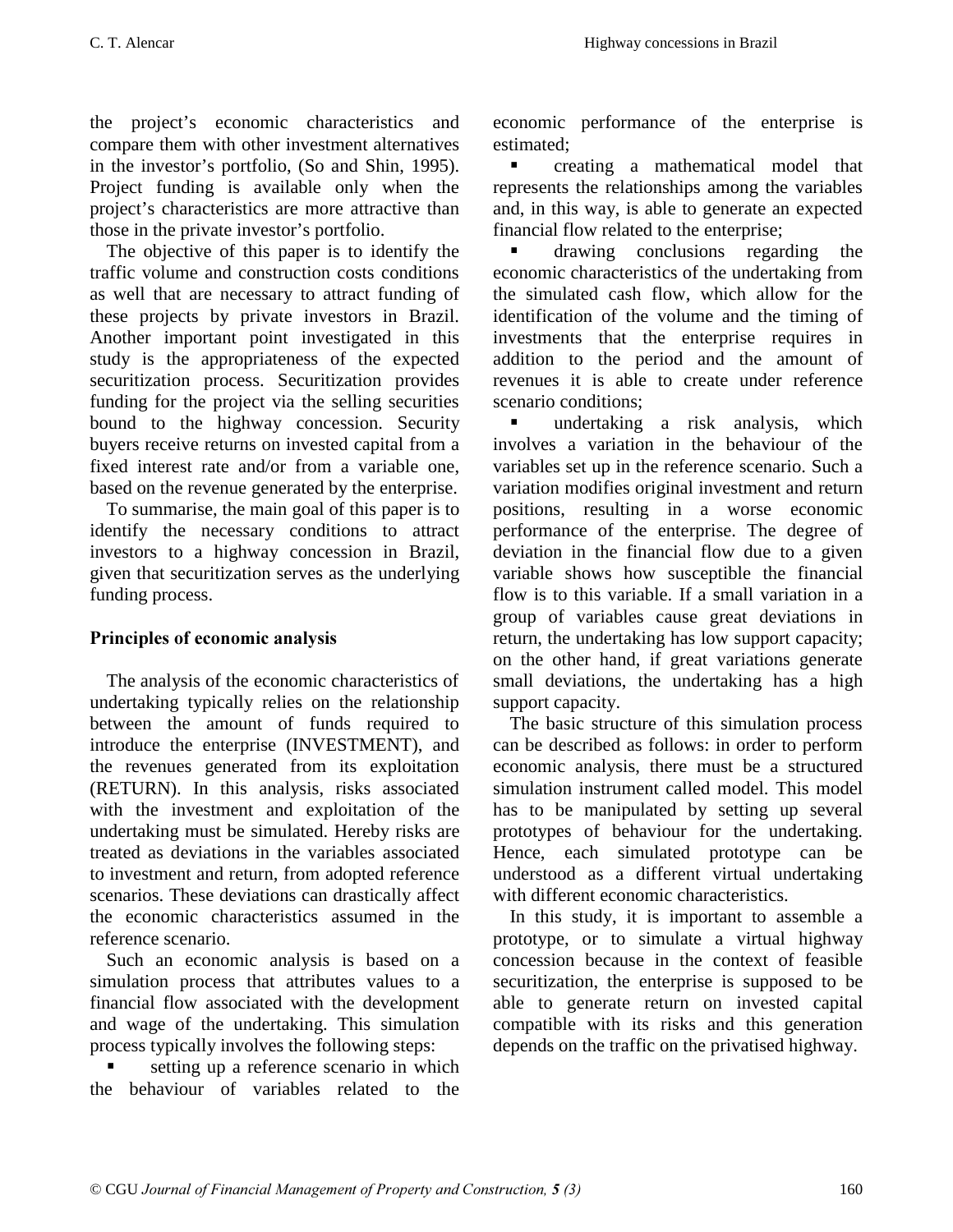the project's economic characteristics and compare them with other investment alternatives in the investor's portfolio, (So and Shin, 1995). Project funding is available only when the project's characteristics are more attractive than those in the private investor's portfolio.

The objective of this paper is to identify the traffic volume and construction costs conditions as well that are necessary to attract funding of these projects by private investors in Brazil. Another important point investigated in this study is the appropriateness of the expected securitization process. Securitization provides funding for the project via the selling securities bound to the highway concession. Security buyers receive returns on invested capital from a fixed interest rate and/or from a variable one, based on the revenue generated by the enterprise.

To summarise, the main goal of this paper is to identify the necessary conditions to attract investors to a highway concession in Brazil, given that securitization serves as the underlying funding process.

## Principles of economic analysis

The analysis of the economic characteristics of undertaking typically relies on the relationship between the amount of funds required to introduce the enterprise (INVESTMENT), and the revenues generated from its exploitation (RETURN). In this analysis, risks associated with the investment and exploitation of the undertaking must be simulated. Hereby risks are treated as deviations in the variables associated to investment and return, from adopted reference scenarios. These deviations can drastically affect the economic characteristics assumed in the reference scenario.

Such an economic analysis is based on a simulation process that attributes values to a financial flow associated with the development and wage of the undertaking. This simulation process typically involves the following steps:

- setting up a reference scenario in which the behaviour of variables related to the economic performance of the enterprise is estimated;
- creating a mathematical model that represents the relationships among the variables and, in this way, is able to generate an expected financial flow related to the enterprise;
- drawing conclusions regarding the economic characteristics of the undertaking from the simulated cash flow, which allow for the identification of the volume and the timing of investments that the enterprise requires in addition to the period and the amount of revenues it is able to create under reference scenario conditions;
- undertaking a risk analysis, which involves a variation in the behaviour of the variables set up in the reference scenario. Such a variation modifies original investment and return positions, resulting in a worse economic performance of the enterprise. The degree of deviation in the financial flow due to a given variable shows how susceptible the financial flow is to this variable. If a small variation in a group of variables cause great deviations in return, the undertaking has low support capacity; on the other hand, if great variations generate small deviations, the undertaking has a high support capacity.

The basic structure of this simulation process can be described as follows: in order to perform economic analysis, there must be a structured simulation instrument called model. This model has to be manipulated by setting up several prototypes of behaviour for the undertaking. Hence, each simulated prototype can be understood as a different virtual undertaking with different economic characteristics.

In this study, it is important to assemble a prototype, or to simulate a virtual highway concession because in the context of feasible securitization, the enterprise is supposed to be able to generate return on invested capital compatible with its risks and this generation depends on the traffic on the privatised highway.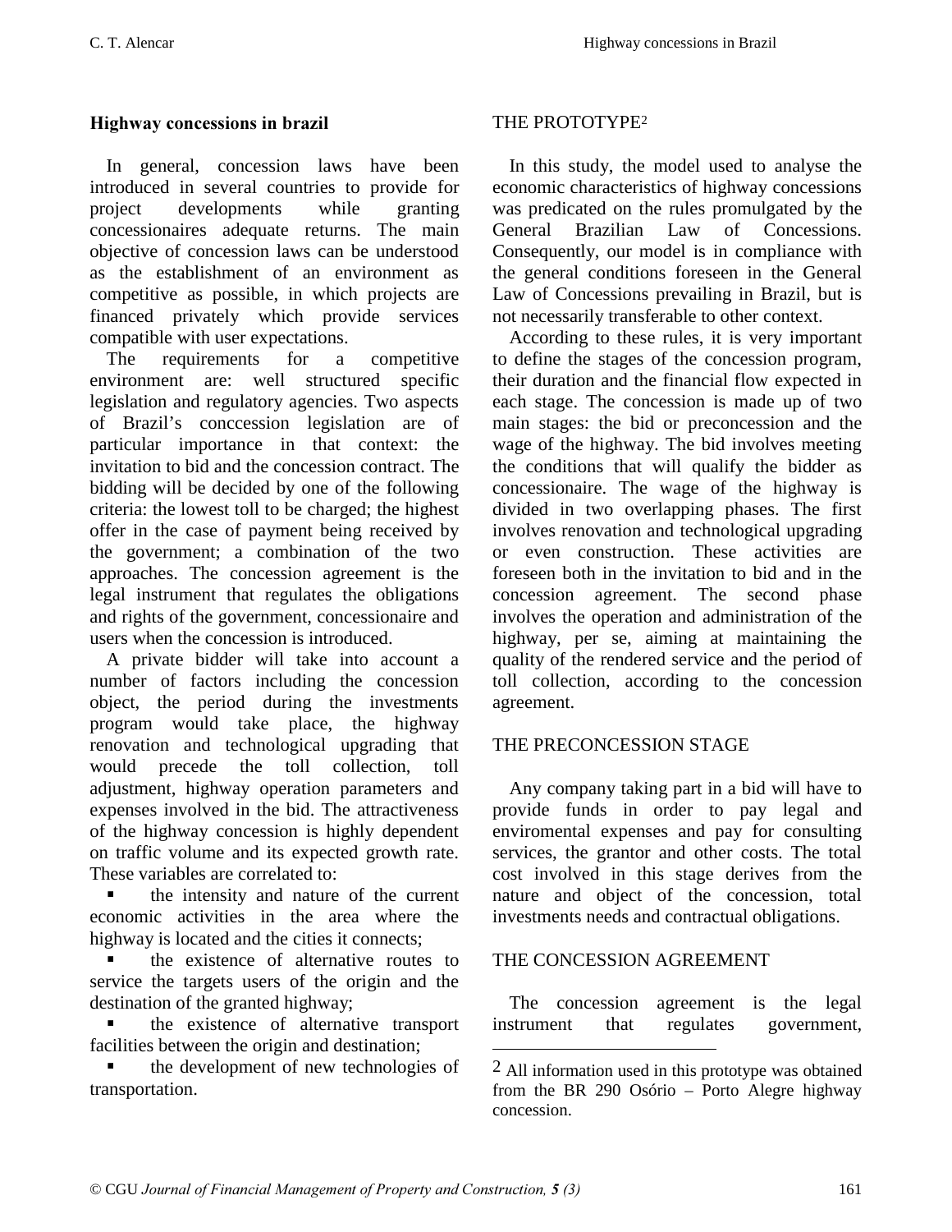## Highway concessions in brazil

In general, concession laws have been introduced in several countries to provide for project developments while granting concessionaires adequate returns. The main objective of concession laws can be understood as the establishment of an environment as competitive as possible, in which projects are financed privately which provide services compatible with user expectations.

The requirements for a competitive environment are: well structured specific legislation and regulatory agencies. Two aspects of Brazil's conccession legislation are of particular importance in that context: the invitation to bid and the concession contract. The bidding will be decided by one of the following criteria: the lowest toll to be charged; the highest offer in the case of payment being received by the government; a combination of the two approaches. The concession agreement is the legal instrument that regulates the obligations and rights of the government, concessionaire and users when the concession is introduced.

A private bidder will take into account a number of factors including the concession object, the period during the investments program would take place, the highway renovation and technological upgrading that would precede the toll collection, toll adjustment, highway operation parameters and expenses involved in the bid. The attractiveness of the highway concession is highly dependent on traffic volume and its expected growth rate. These variables are correlated to:

- the intensity and nature of the current economic activities in the area where the highway is located and the cities it connects;
- the existence of alternative routes to service the targets users of the origin and the destination of the granted highway;
- the existence of alternative transport facilities between the origin and destination;
- the development of new technologies of transportation.

## THE PROTOTYPE[2]

In this study, the model used to analyse the economic characteristics of highway concessions was predicated on the rules promulgated by the General Brazilian Law of Concessions. Consequently, our model is in compliance with the general conditions foreseen in the General Law of Concessions prevailing in Brazil, but is not necessarily transferable to other context.

According to these rules, it is very important to define the stages of the concession program, their duration and the financial flow expected in each stage. The concession is made up of two main stages: the bid or preconcession and the wage of the highway. The bid involves meeting the conditions that will qualify the bidder as concessionaire. The wage of the highway is divided in two overlapping phases. The first involves renovation and technological upgrading or even construction. These activities are foreseen both in the invitation to bid and in the concession agreement. The second phase involves the operation and administration of the highway, per se, aiming at maintaining the quality of the rendered service and the period of toll collection, according to the concession agreement.

## THE PRECONCESSION STAGE

Any company taking part in a bid will have to provide funds in order to pay legal and enviromental expenses and pay for consulting services, the grantor and other costs. The total cost involved in this stage derives from the nature and object of the concession, total investments needs and contractual obligations.

## THE CONCESSION AGREEMENT

The concession agreement is the legal instrument that regulates government,

[2] All information used in this prototype was obtained from the BR 290 Osório – Porto Alegre highway concession.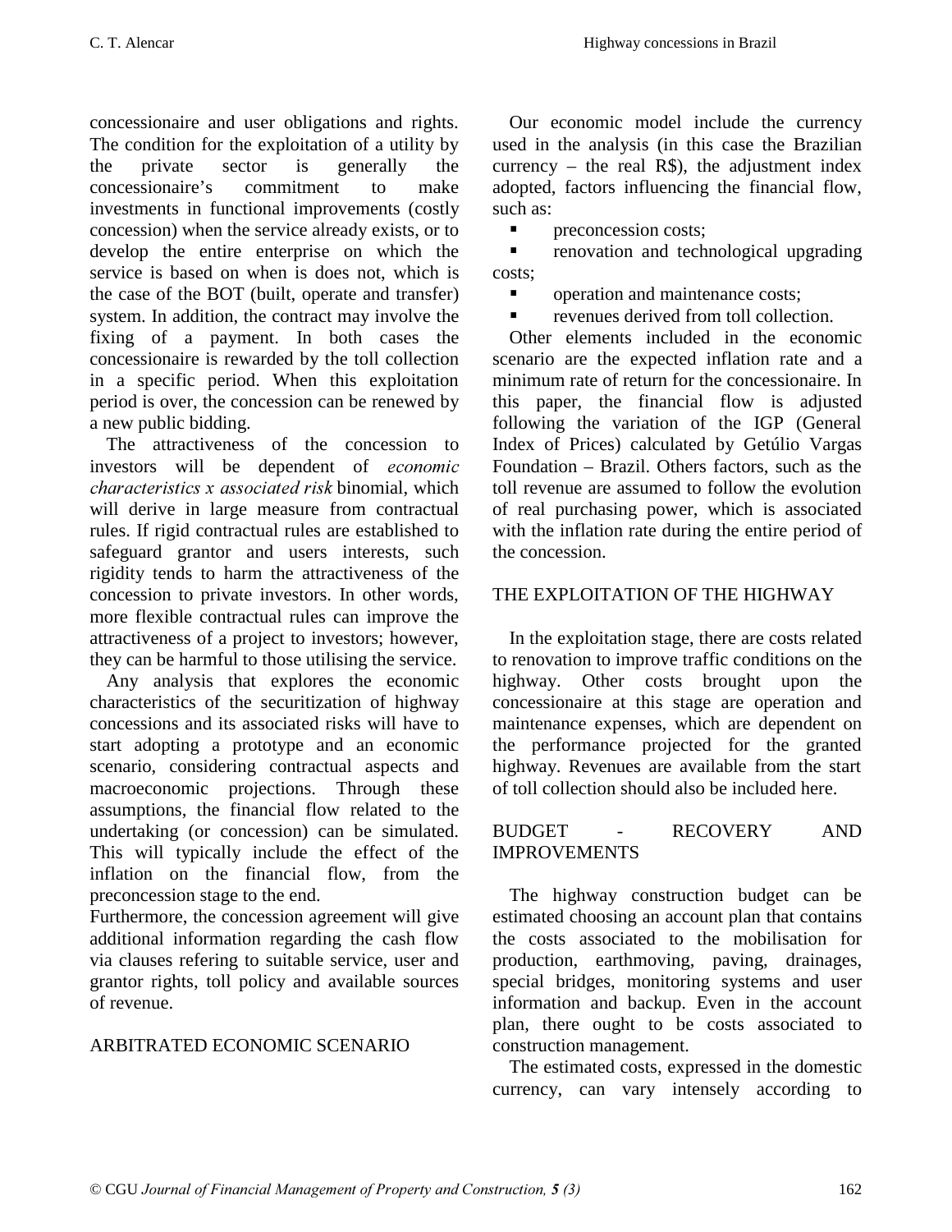concessionaire and user obligations and rights. The condition for the exploitation of a utility by the private sector is generally the concessionaire's commitment to make investments in functional improvements (costly concession) when the service already exists, or to develop the entire enterprise on which the service is based on when is does not, which is the case of the BOT (built, operate and transfer) system. In addition, the contract may involve the fixing of a payment. In both cases the concessionaire is rewarded by the toll collection in a specific period. When this exploitation period is over, the concession can be renewed by a new public bidding.

The attractiveness of the concession to investors will be dependent of *economic characteristics x associated risk* binomial, which will derive in large measure from contractual rules. If rigid contractual rules are established to safeguard grantor and users interests, such rigidity tends to harm the attractiveness of the concession to private investors. In other words, more flexible contractual rules can improve the attractiveness of a project to investors; however, they can be harmful to those utilising the service.

Any analysis that explores the economic characteristics of the securitization of highway concessions and its associated risks will have to start adopting a prototype and an economic scenario, considering contractual aspects and macroeconomic projections. Through these assumptions, the financial flow related to the undertaking (or concession) can be simulated. This will typically include the effect of the inflation on the financial flow, from the preconcession stage to the end.

Furthermore, the concession agreement will give additional information regarding the cash flow via clauses refering to suitable service, user and grantor rights, toll policy and available sources of revenue.

## ARBITRATED ECONOMIC SCENARIO

Our economic model include the currency used in the analysis (in this case the Brazilian currency – the real R$), the adjustment index adopted, factors influencing the financial flow, such as:

- preconcession costs;
- renovation and technological upgrading costs;
- operation and maintenance costs;
- revenues derived from toll collection.

Other elements included in the economic scenario are the expected inflation rate and a minimum rate of return for the concessionaire. In this paper, the financial flow is adjusted following the variation of the IGP (General Index of Prices) calculated by Getúlio Vargas Foundation – Brazil. Others factors, such as the toll revenue are assumed to follow the evolution of real purchasing power, which is associated with the inflation rate during the entire period of the concession.

## THE EXPLOITATION OF THE HIGHWAY

In the exploitation stage, there are costs related to renovation to improve traffic conditions on the highway. Other costs brought upon the concessionaire at this stage are operation and maintenance expenses, which are dependent on the performance projected for the granted highway. Revenues are available from the start of toll collection should also be included here.

## BUDGET - RECOVERY AND IMPROVEMENTS

The highway construction budget can be estimated choosing an account plan that contains the costs associated to the mobilisation for production, earthmoving, paving, drainages, special bridges, monitoring systems and user information and backup. Even in the account plan, there ought to be costs associated to construction management.

The estimated costs, expressed in the domestic currency, can vary intensely according to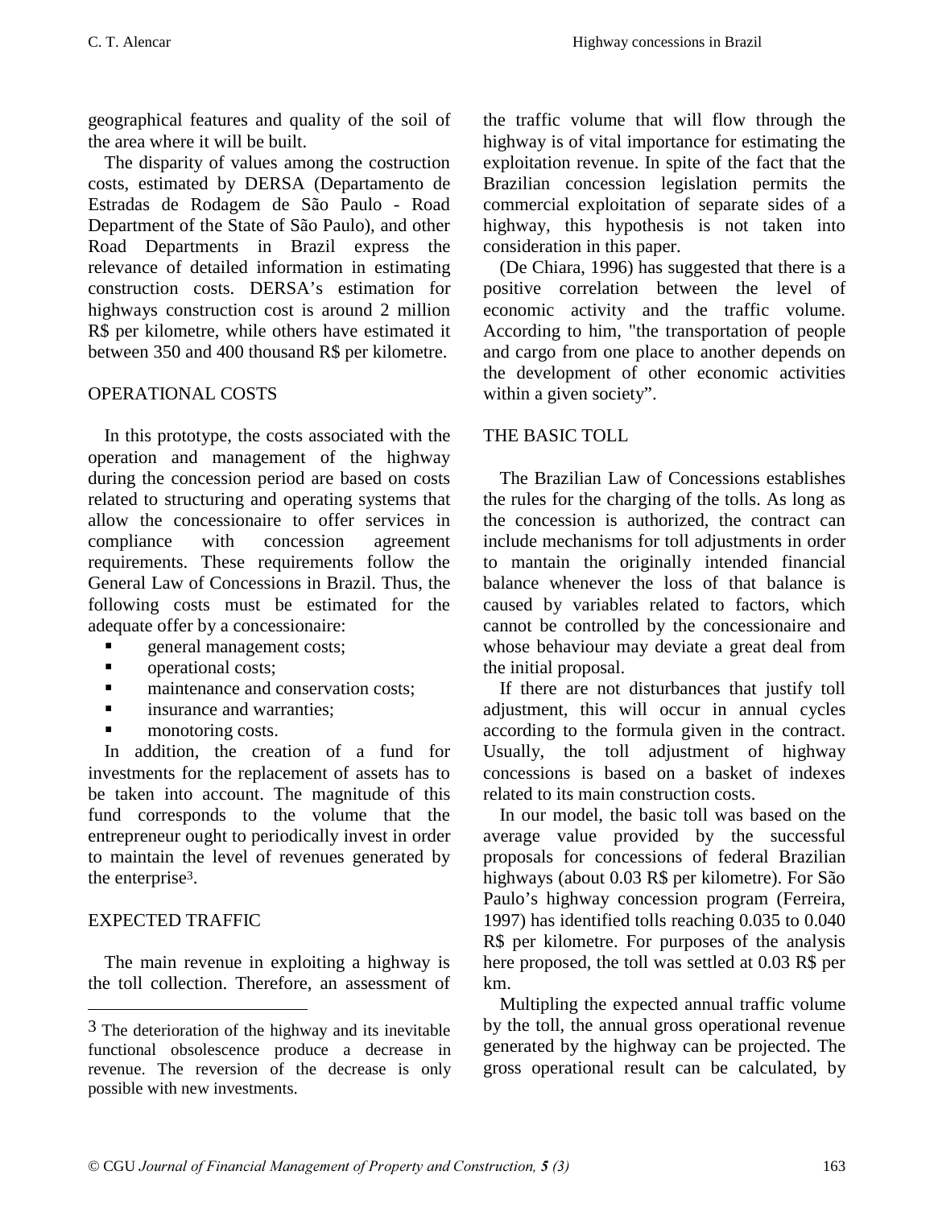geographical features and quality of the soil of the area where it will be built.

The disparity of values among the costruction costs, estimated by DERSA (Departamento de Estradas de Rodagem de São Paulo - Road Department of the State of São Paulo), and other Road Departments in Brazil express the relevance of detailed information in estimating construction costs. DERSA's estimation for highways construction cost is around 2 million R$ per kilometre, while others have estimated it between 350 and 400 thousand R$ per kilometre.

## OPERATIONAL COSTS

In this prototype, the costs associated with the operation and management of the highway during the concession period are based on costs related to structuring and operating systems that allow the concessionaire to offer services in compliance with concession agreement requirements. These requirements follow the General Law of Concessions in Brazil. Thus, the following costs must be estimated for the adequate offer by a concessionaire:

- general management costs;
- operational costs;
- maintenance and conservation costs;
- insurance and warranties;
- monotoring costs.

In addition, the creation of a fund for investments for the replacement of assets has to be taken into account. The magnitude of this fund corresponds to the volume that the entrepreneur ought to periodically invest in order to maintain the level of revenues generated by the enterprise[3].

## EXPECTED TRAFFIC

The main revenue in exploiting a highway is the toll collection. Therefore, an assessment of the traffic volume that will flow through the highway is of vital importance for estimating the exploitation revenue. In spite of the fact that the Brazilian concession legislation permits the commercial exploitation of separate sides of a highway, this hypothesis is not taken into consideration in this paper.

(De Chiara, 1996) has suggested that there is a positive correlation between the level of economic activity and the traffic volume. According to him, "the transportation of people and cargo from one place to another depends on the development of other economic activities within a given society".

## THE BASIC TOLL

The Brazilian Law of Concessions establishes the rules for the charging of the tolls. As long as the concession is authorized, the contract can include mechanisms for toll adjustments in order to mantain the originally intended financial balance whenever the loss of that balance is caused by variables related to factors, which cannot be controlled by the concessionaire and whose behaviour may deviate a great deal from the initial proposal.

If there are not disturbances that justify toll adjustment, this will occur in annual cycles according to the formula given in the contract. Usually, the toll adjustment of highway concessions is based on a basket of indexes related to its main construction costs.

In our model, the basic toll was based on the average value provided by the successful proposals for concessions of federal Brazilian highways (about 0.03 R$ per kilometre). For São Paulo's highway concession program (Ferreira, 1997) has identified tolls reaching 0.035 to 0.040 R$ per kilometre. For purposes of the analysis here proposed, the toll was settled at 0.03 R$ per km.

Multipling the expected annual traffic volume by the toll, the annual gross operational revenue generated by the highway can be projected. The gross operational result can be calculated, by

---

[3] The deterioration of the highway and its inevitable functional obsolescence produce a decrease in revenue. The reversion of the decrease is only possible with new investments.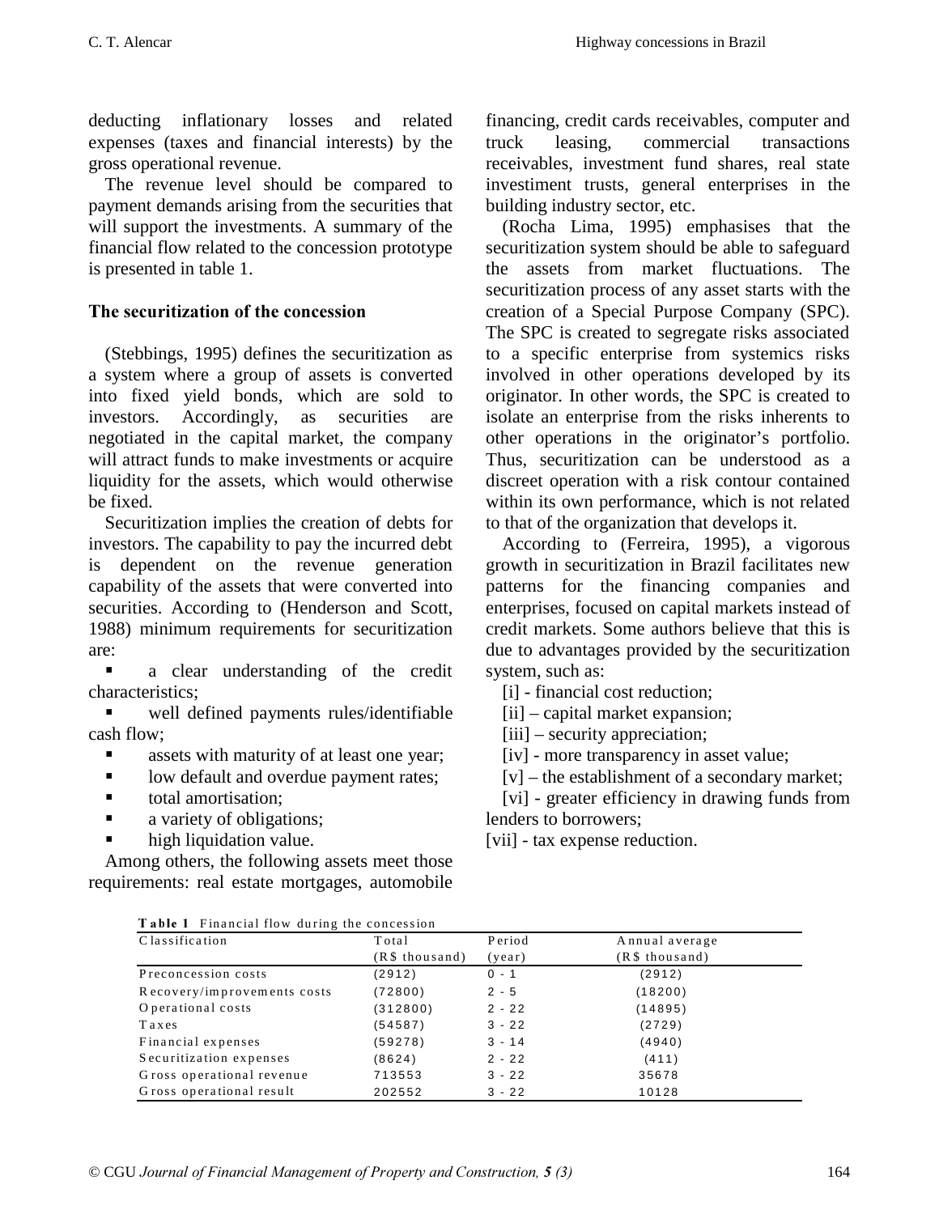deducting inflationary losses and related expenses (taxes and financial interests) by the gross operational revenue.

The revenue level should be compared to payment demands arising from the securities that will support the investments. A summary of the financial flow related to the concession prototype is presented in table 1.

## The securitization of the concession

(Stebbings, 1995) defines the securitization as a system where a group of assets is converted into fixed yield bonds, which are sold to investors. Accordingly, as securities are negotiated in the capital market, the company will attract funds to make investments or acquire liquidity for the assets, which would otherwise be fixed.

Securitization implies the creation of debts for investors. The capability to pay the incurred debt is dependent on the revenue generation capability of the assets that were converted into securities. According to (Henderson and Scott, 1988) minimum requirements for securitization are:

- a clear understanding of the credit characteristics;
- well defined payments rules/identifiable cash flow;
- assets with maturity of at least one year;
- low default and overdue payment rates;
- total amortisation;
- a variety of obligations;
- high liquidation value.

Among others, the following assets meet those requirements: real estate mortgages, automobile financing, credit cards receivables, computer and truck leasing, commercial transactions receivables, investment fund shares, real state investiment trusts, general enterprises in the building industry sector, etc.

(Rocha Lima, 1995) emphasises that the securitization system should be able to safeguard the assets from market fluctuations. The securitization process of any asset starts with the creation of a Special Purpose Company (SPC). The SPC is created to segregate risks associated to a specific enterprise from systemics risks involved in other operations developed by its originator. In other words, the SPC is created to isolate an enterprise from the risks inherents to other operations in the originator's portfolio. Thus, securitization can be understood as a discreet operation with a risk contour contained within its own performance, which is not related to that of the organization that develops it.

According to (Ferreira, 1995), a vigorous growth in securitization in Brazil facilitates new patterns for the financing companies and enterprises, focused on capital markets instead of credit markets. Some authors believe that this is due to advantages provided by the securitization system, such as:

[i] - financial cost reduction;
[ii] – capital market expansion;
[iii] – security appreciation;
[iv] - more transparency in asset value;
[v] – the establishment of a secondary market;
[vi] - greater efficiency in drawing funds from lenders to borrowers;
[vii] - tax expense reduction.

**Table 1** Financial flow during the concession

| Classification | Total (R$ thousand) | Period (year) | Annual average (R$ thousand) |
|---|---|---|---|
| Preconcession costs | (2912) | 0 - 1 | (2912) |
| Recovery/improvements costs | (72800) | 2 - 5 | (18200) |
| Operational costs | (312800) | 2 - 22 | (14895) |
| Taxes | (54587) | 3 - 22 | (2729) |
| Financial expenses | (59278) | 3 - 14 | (4940) |
| Securitization expenses | (8624) | 2 - 22 | (411) |
| Gross operational revenue | 713553 | 3 - 22 | 35678 |
| Gross operational result | 202552 | 3 - 22 | 10128 |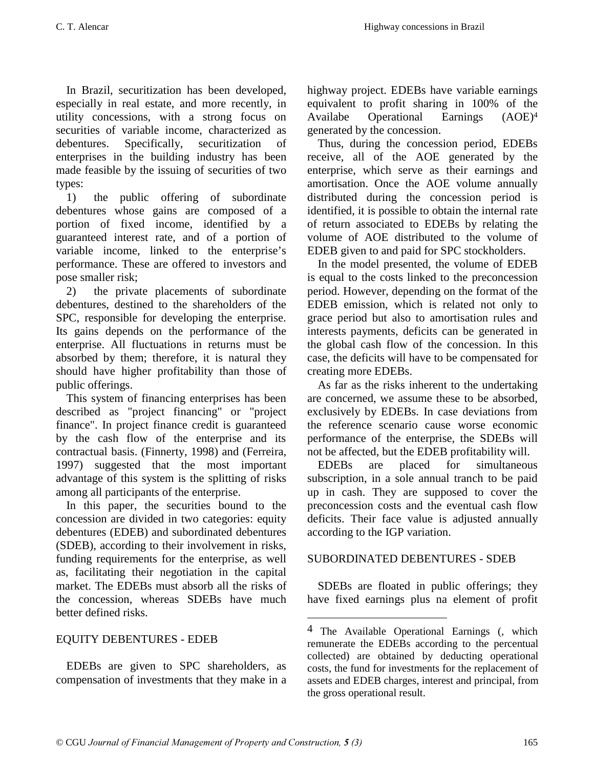In Brazil, securitization has been developed, especially in real estate, and more recently, in utility concessions, with a strong focus on securities of variable income, characterized as debentures. Specifically, securitization of enterprises in the building industry has been made feasible by the issuing of securities of two types:

1) the public offering of subordinate debentures whose gains are composed of a portion of fixed income, identified by a guaranteed interest rate, and of a portion of variable income, linked to the enterprise's performance. These are offered to investors and pose smaller risk;

2) the private placements of subordinate debentures, destined to the shareholders of the SPC, responsible for developing the enterprise. Its gains depends on the performance of the enterprise. All fluctuations in returns must be absorbed by them; therefore, it is natural they should have higher profitability than those of public offerings.

This system of financing enterprises has been described as "project financing" or "project finance". In project finance credit is guaranteed by the cash flow of the enterprise and its contractual basis. (Finnerty, 1998) and (Ferreira, 1997) suggested that the most important advantage of this system is the splitting of risks among all participants of the enterprise.

In this paper, the securities bound to the concession are divided in two categories: equity debentures (EDEB) and subordinated debentures (SDEB), according to their involvement in risks, funding requirements for the enterprise, as well as, facilitating their negotiation in the capital market. The EDEBs must absorb all the risks of the concession, whereas SDEBs have much better defined risks.

## EQUITY DEBENTURES - EDEB

EDEBs are given to SPC shareholders, as compensation of investments that they make in a highway project. EDEBs have variable earnings equivalent to profit sharing in 100% of the Availabe Operational Earnings (AOE)[4] generated by the concession.

Thus, during the concession period, EDEBs receive, all of the AOE generated by the enterprise, which serve as their earnings and amortisation. Once the AOE volume annually distributed during the concession period is identified, it is possible to obtain the internal rate of return associated to EDEBs by relating the volume of AOE distributed to the volume of EDEB given to and paid for SPC stockholders.

In the model presented, the volume of EDEB is equal to the costs linked to the preconcession period. However, depending on the format of the EDEB emission, which is related not only to grace period but also to amortisation rules and interests payments, deficits can be generated in the global cash flow of the concession. In this case, the deficits will have to be compensated for creating more EDEBs.

As far as the risks inherent to the undertaking are concerned, we assume these to be absorbed, exclusively by EDEBs. In case deviations from the reference scenario cause worse economic performance of the enterprise, the SDEBs will not be affected, but the EDEB profitability will.

EDEBs are placed for simultaneous subscription, in a sole annual tranch to be paid up in cash. They are supposed to cover the preconcession costs and the eventual cash flow deficits. Their face value is adjusted annually according to the IGP variation.

## SUBORDINATED DEBENTURES - SDEB

SDEBs are floated in public offerings; they have fixed earnings plus na element of profit

[4] The Available Operational Earnings (, which remunerate the EDEBs according to the percentual collected) are obtained by deducting operational costs, the fund for investments for the replacement of assets and EDEB charges, interest and principal, from the gross operational result.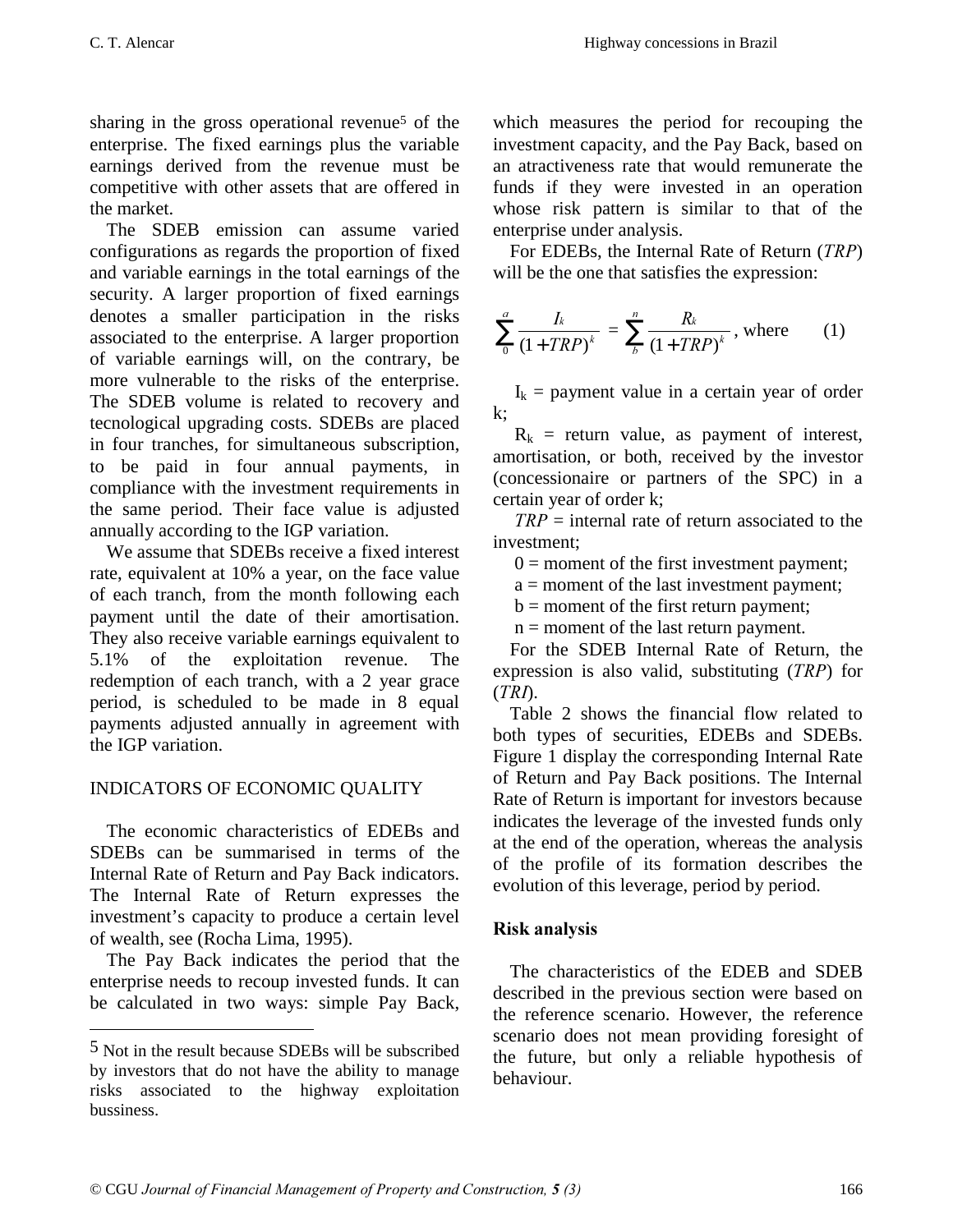sharing in the gross operational revenue[5] of the enterprise. The fixed earnings plus the variable earnings derived from the revenue must be competitive with other assets that are offered in the market.

The SDEB emission can assume varied configurations as regards the proportion of fixed and variable earnings in the total earnings of the security. A larger proportion of fixed earnings denotes a smaller participation in the risks associated to the enterprise. A larger proportion of variable earnings will, on the contrary, be more vulnerable to the risks of the enterprise. The SDEB volume is related to recovery and tecnological upgrading costs. SDEBs are placed in four tranches, for simultaneous subscription, to be paid in four annual payments, in compliance with the investment requirements in the same period. Their face value is adjusted annually according to the IGP variation.

We assume that SDEBs receive a fixed interest rate, equivalent at 10% a year, on the face value of each tranch, from the month following each payment until the date of their amortisation. They also receive variable earnings equivalent to 5.1% of the exploitation revenue. The redemption of each tranch, with a 2 year grace period, is scheduled to be made in 8 equal payments adjusted annually in agreement with the IGP variation.

## INDICATORS OF ECONOMIC QUALITY

The economic characteristics of EDEBs and SDEBs can be summarised in terms of the Internal Rate of Return and Pay Back indicators. The Internal Rate of Return expresses the investment's capacity to produce a certain level of wealth, see (Rocha Lima, 1995).

The Pay Back indicates the period that the enterprise needs to recoup invested funds. It can be calculated in two ways: simple Pay Back, which measures the period for recouping the investment capacity, and the Pay Back, based on an atractiveness rate that would remunerate the funds if they were invested in an operation whose risk pattern is similar to that of the enterprise under analysis.

For EDEBs, the Internal Rate of Return (*TRP*) will be the one that satisfies the expression:

$$\sum_{0}^{a} \frac{I_k}{(1+TRP)^k} = \sum_{b}^{n} \frac{R_k}{(1+TRP)^k} \text{, where} \qquad (1)$$

$I_k$ = payment value in a certain year of order k;

$R_k$ = return value, as payment of interest, amortisation, or both, received by the investor (concessionaire or partners of the SPC) in a certain year of order k;

*TRP* = internal rate of return associated to the investment;

0 = moment of the first investment payment;

a = moment of the last investment payment;

b = moment of the first return payment;

n = moment of the last return payment.

For the SDEB Internal Rate of Return, the expression is also valid, substituting (*TRP*) for (*TRI*).

Table 2 shows the financial flow related to both types of securities, EDEBs and SDEBs. Figure 1 display the corresponding Internal Rate of Return and Pay Back positions. The Internal Rate of Return is important for investors because indicates the leverage of the invested funds only at the end of the operation, whereas the analysis of the profile of its formation describes the evolution of this leverage, period by period.

### Risk analysis

The characteristics of the EDEB and SDEB described in the previous section were based on the reference scenario. However, the reference scenario does not mean providing foresight of the future, but only a reliable hypothesis of behaviour.

---

[5] Not in the result because SDEBs will be subscribed by investors that do not have the ability to manage risks associated to the highway exploitation bussiness.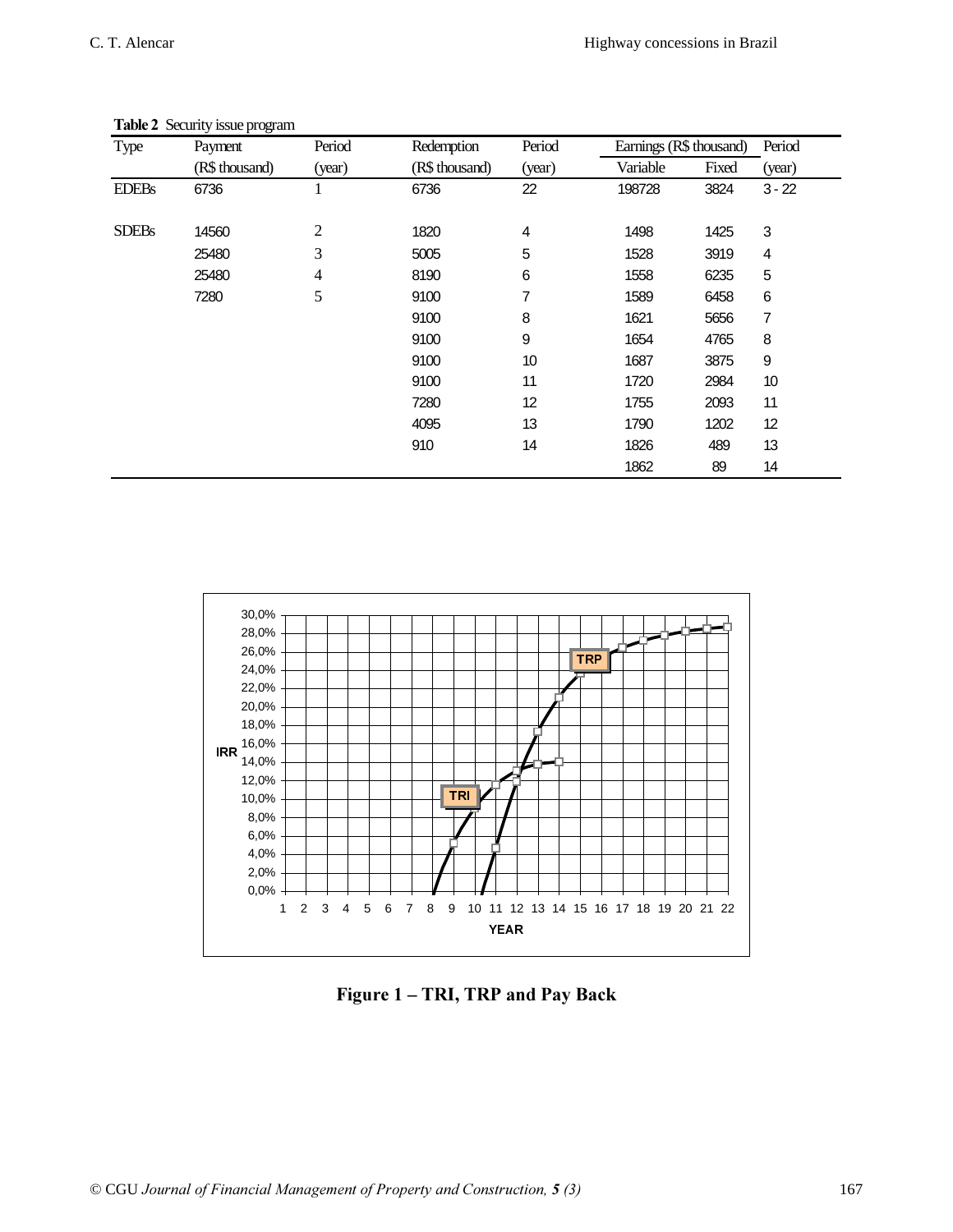**Table 2** Security issue program

| Type | Payment (R$ thousand) | Period (year) | Redemption (R$ thousand) | Period (year) | Earnings (R$ thousand) Variable | Earnings (R$ thousand) Fixed | Period (year) |
|---|---|---|---|---|---|---|---|
| EDEBs | 6736 | 1 | 6736 | 22 | 198728 | 3824 | 3 - 22 |
| SDEBs | 14560 | 2 | 1820 | 4 | 1498 | 1425 | 3 |
| | 25480 | 3 | 5005 | 5 | 1528 | 3919 | 4 |
| | 25480 | 4 | 8190 | 6 | 1558 | 6235 | 5 |
| | 7280 | 5 | 9100 | 7 | 1589 | 6458 | 6 |
| | | | 9100 | 8 | 1621 | 5656 | 7 |
| | | | 9100 | 9 | 1654 | 4765 | 8 |
| | | | 9100 | 10 | 1687 | 3875 | 9 |
| | | | 9100 | 11 | 1720 | 2984 | 10 |
| | | | 7280 | 12 | 1755 | 2093 | 11 |
| | | | 4095 | 13 | 1790 | 1202 | 12 |
| | | | 910 | 14 | 1826 | 489 | 13 |
| | | | | | 1862 | 89 | 14 |

**Figure 1 – TRI, TRP and Pay Back**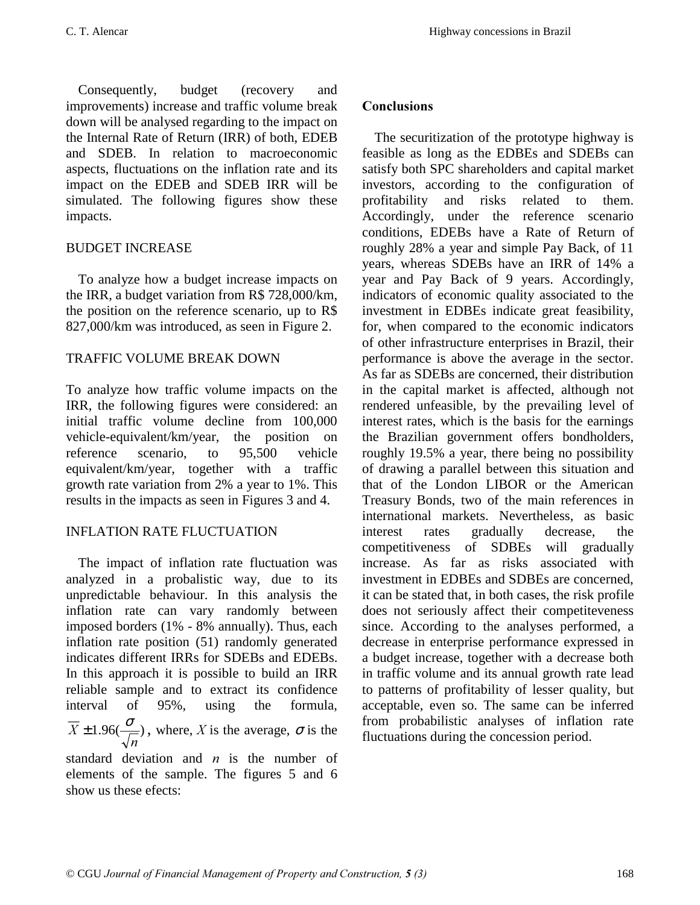Consequently, budget (recovery and improvements) increase and traffic volume break down will be analysed regarding to the impact on the Internal Rate of Return (IRR) of both, EDEB and SDEB. In relation to macroeconomic aspects, fluctuations on the inflation rate and its impact on the EDEB and SDEB IRR will be simulated. The following figures show these impacts.

BUDGET INCREASE

To analyze how a budget increase impacts on the IRR, a budget variation from R$ 728,000/km, the position on the reference scenario, up to R$ 827,000/km was introduced, as seen in Figure 2.

TRAFFIC VOLUME BREAK DOWN

To analyze how traffic volume impacts on the IRR, the following figures were considered: an initial traffic volume decline from 100,000 vehicle-equivalent/km/year, the position on reference scenario, to 95,500 vehicle equivalent/km/year, together with a traffic growth rate variation from 2% a year to 1%. This results in the impacts as seen in Figures 3 and 4.

INFLATION RATE FLUCTUATION

The impact of inflation rate fluctuation was analyzed in a probalistic way, due to its unpredictable behaviour. In this analysis the inflation rate can vary randomly between imposed borders (1% - 8% annually). Thus, each inflation rate position (51) randomly generated indicates different IRRs for SDEBs and EDEBs. In this approach it is possible to build an IRR reliable sample and to extract its confidence interval of 95%, using the formula, $\overline{X} \pm 1.96(\frac{\sigma}{\sqrt{n}})$, where, $X$ is the average, $\sigma$ is the standard deviation and $n$ is the number of elements of the sample. The figures 5 and 6 show us these efects:

## Conclusions

The securitization of the prototype highway is feasible as long as the EDBEs and SDEBs can satisfy both SPC shareholders and capital market investors, according to the configuration of profitability and risks related to them. Accordingly, under the reference scenario conditions, EDEBs have a Rate of Return of roughly 28% a year and simple Pay Back, of 11 years, whereas SDEBs have an IRR of 14% a year and Pay Back of 9 years. Accordingly, indicators of economic quality associated to the investment in EDBEs indicate great feasibility, for, when compared to the economic indicators of other infrastructure enterprises in Brazil, their performance is above the average in the sector. As far as SDEBs are concerned, their distribution in the capital market is affected, although not rendered unfeasible, by the prevailing level of interest rates, which is the basis for the earnings the Brazilian government offers bondholders, roughly 19.5% a year, there being no possibility of drawing a parallel between this situation and that of the London LIBOR or the American Treasury Bonds, two of the main references in international markets. Nevertheless, as basic interest rates gradually decrease, the competitiveness of SDBEs will gradually increase. As far as risks associated with investment in EDBEs and SDBEs are concerned, it can be stated that, in both cases, the risk profile does not seriously affect their competeteness since. According to the analyses performed, a decrease in enterprise performance expressed in a budget increase, together with a decrease both in traffic volume and its annual growth rate lead to patterns of profitability of lesser quality, but acceptable, even so. The same can be inferred from probabilistic analyses of inflation rate fluctuations during the concession period.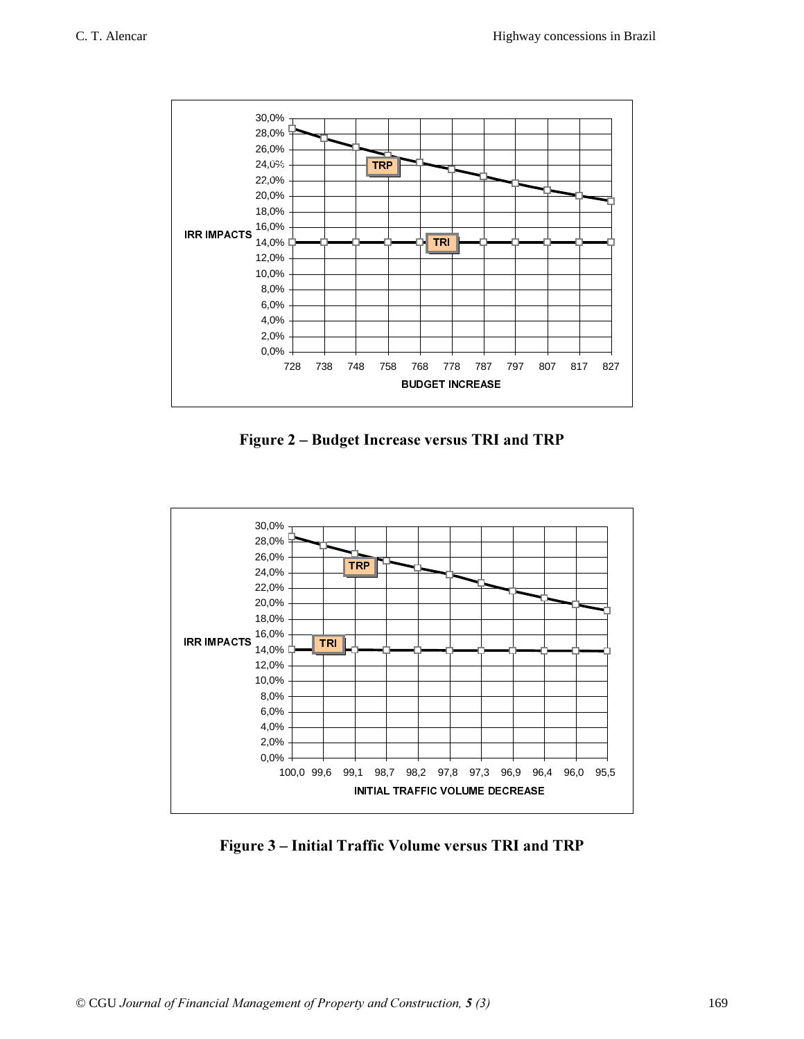**Figure 2 – Budget Increase versus TRI and TRP**

**Figure 3 – Initial Traffic Volume versus TRI and TRP**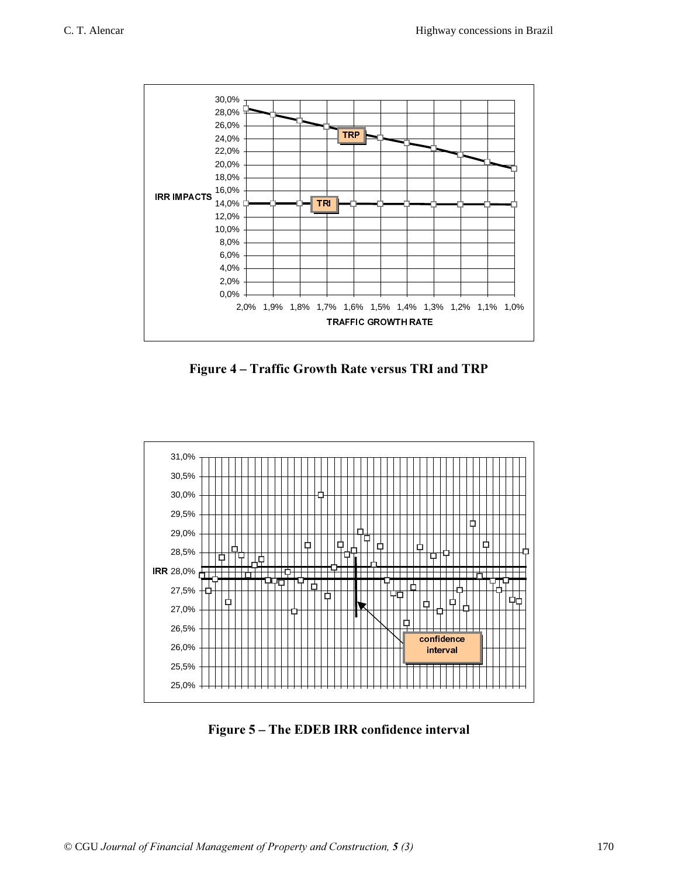Figure 4 – Traffic Growth Rate versus TRI and TRP

Figure 5 – The EDEB IRR confidence interval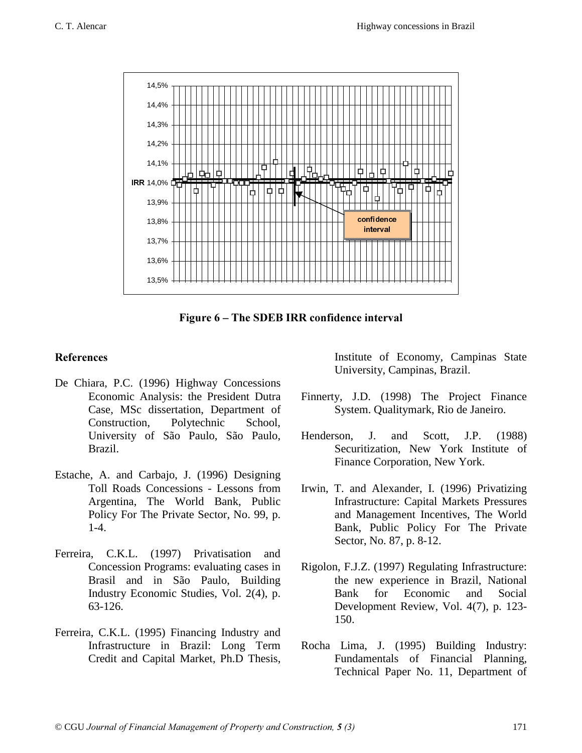**Figure 6 – The SDEB IRR confidence interval**

## References

De Chiara, P.C. (1996) Highway Concessions Economic Analysis: the President Dutra Case, MSc dissertation, Department of Construction, Polytechnic School, University of São Paulo, São Paulo, Brazil.

Estache, A. and Carbajo, J. (1996) Designing Toll Roads Concessions - Lessons from Argentina, The World Bank, Public Policy For The Private Sector, No. 99, p. 1-4.

Ferreira, C.K.L. (1997) Privatisation and Concession Programs: evaluating cases in Brasil and in São Paulo, Building Industry Economic Studies, Vol. 2(4), p. 63-126.

Ferreira, C.K.L. (1995) Financing Industry and Infrastructure in Brazil: Long Term Credit and Capital Market, Ph.D Thesis, Institute of Economy, Campinas State University, Campinas, Brazil.

Finnerty, J.D. (1998) The Project Finance System. Qualitymark, Rio de Janeiro.

Henderson, J. and Scott, J.P. (1988) Securitization, New York Institute of Finance Corporation, New York.

Irwin, T. and Alexander, I. (1996) Privatizing Infrastructure: Capital Markets Pressures and Management Incentives, The World Bank, Public Policy For The Private Sector, No. 87, p. 8-12.

Rigolon, F.J.Z. (1997) Regulating Infrastructure: the new experience in Brazil, National Bank for Economic and Social Development Review, Vol. 4(7), p. 123-150.

Rocha Lima, J. (1995) Building Industry: Fundamentals of Financial Planning, Technical Paper No. 11, Department of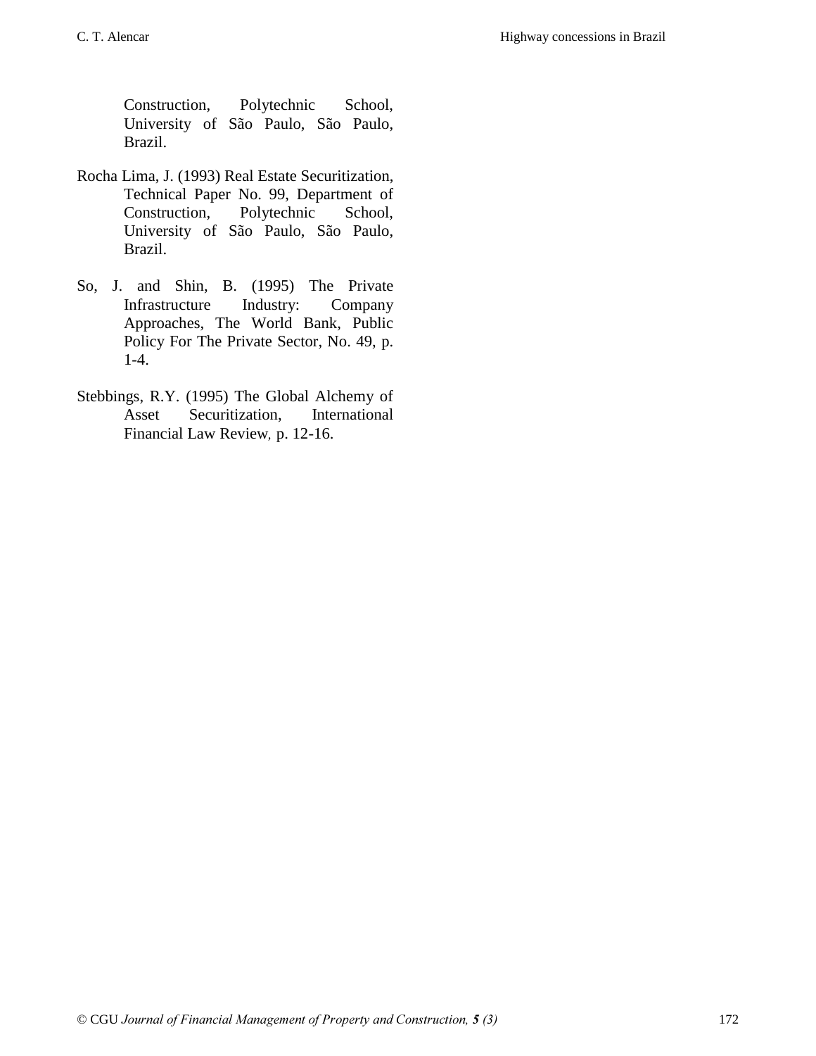Construction, Polytechnic School, University of São Paulo, São Paulo, Brazil.

Rocha Lima, J. (1993) Real Estate Securitization, Technical Paper No. 99, Department of Construction, Polytechnic School, University of São Paulo, São Paulo, Brazil.

So, J. and Shin, B. (1995) The Private Infrastructure Industry: Company Approaches, The World Bank, Public Policy For The Private Sector, No. 49, p. 1-4.

Stebbings, R.Y. (1995) The Global Alchemy of Asset Securitization, International Financial Law Review*,* p. 12-16.